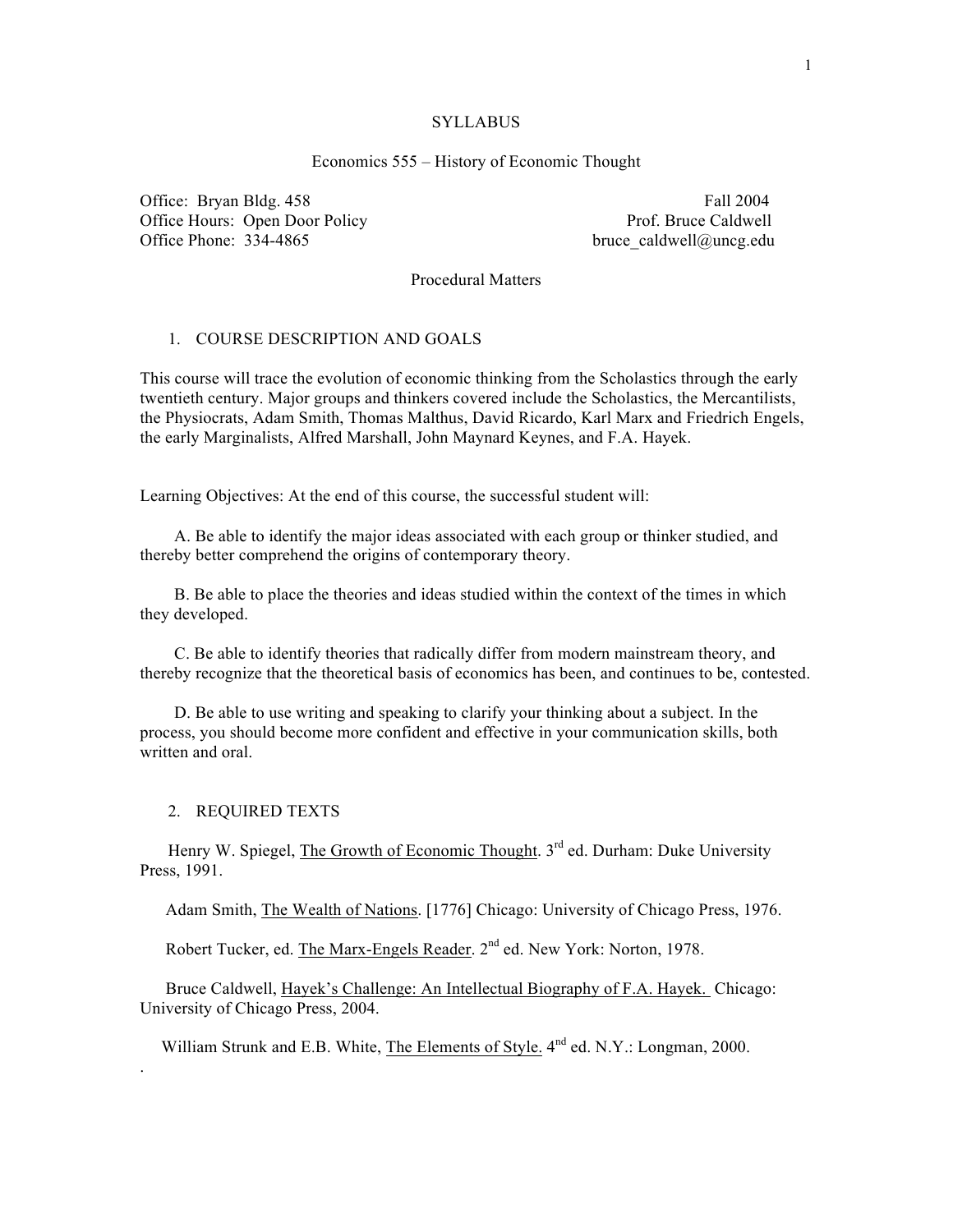# SYLLABUS

## Economics 555 – History of Economic Thought

Office: Bryan Bldg. 458
Office Hours: Open Door Policy
Office Phone: 334-4865

Fall 2004
Prof. Bruce Caldwell
bruce_caldwell@uncg.edu

### Procedural Matters

1. COURSE DESCRIPTION AND GOALS

This course will trace the evolution of economic thinking from the Scholastics through the early twentieth century. Major groups and thinkers covered include the Scholastics, the Mercantilists, the Physiocrats, Adam Smith, Thomas Malthus, David Ricardo, Karl Marx and Friedrich Engels, the early Marginalists, Alfred Marshall, John Maynard Keynes, and F.A. Hayek.

Learning Objectives: At the end of this course, the successful student will:

A. Be able to identify the major ideas associated with each group or thinker studied, and thereby better comprehend the origins of contemporary theory.

B. Be able to place the theories and ideas studied within the context of the times in which they developed.

C. Be able to identify theories that radically differ from modern mainstream theory, and thereby recognize that the theoretical basis of economics has been, and continues to be, contested.

D. Be able to use writing and speaking to clarify your thinking about a subject. In the process, you should become more confident and effective in your communication skills, both written and oral.

2. REQUIRED TEXTS

Henry W. Spiegel, The Growth of Economic Thought. 3rd ed. Durham: Duke University Press, 1991.

Adam Smith, The Wealth of Nations. [1776] Chicago: University of Chicago Press, 1976.

Robert Tucker, ed. The Marx-Engels Reader. 2nd ed. New York: Norton, 1978.

Bruce Caldwell, Hayek's Challenge: An Intellectual Biography of F.A. Hayek. Chicago: University of Chicago Press, 2004.

William Strunk and E.B. White, The Elements of Style. 4th ed. N.Y.: Longman, 2000.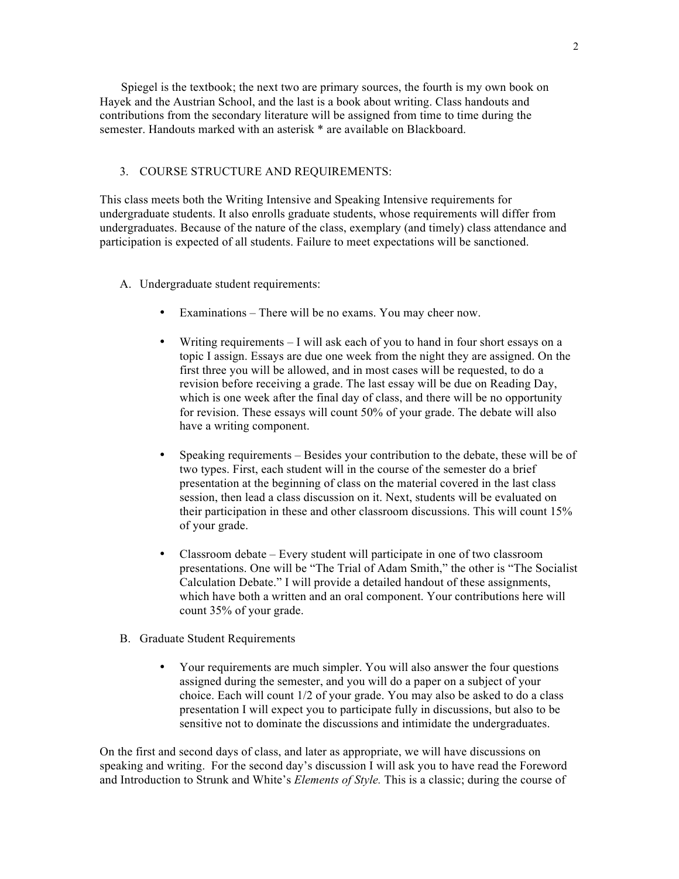Spiegel is the textbook; the next two are primary sources, the fourth is my own book on Hayek and the Austrian School, and the last is a book about writing. Class handouts and contributions from the secondary literature will be assigned from time to time during the semester. Handouts marked with an asterisk * are available on Blackboard.

## 3. COURSE STRUCTURE AND REQUIREMENTS:

This class meets both the Writing Intensive and Speaking Intensive requirements for undergraduate students. It also enrolls graduate students, whose requirements will differ from undergraduates. Because of the nature of the class, exemplary (and timely) class attendance and participation is expected of all students. Failure to meet expectations will be sanctioned.

### A. Undergraduate student requirements:

- Examinations – There will be no exams. You may cheer now.

- Writing requirements – I will ask each of you to hand in four short essays on a topic I assign. Essays are due one week from the night they are assigned. On the first three you will be allowed, and in most cases will be requested, to do a revision before receiving a grade. The last essay will be due on Reading Day, which is one week after the final day of class, and there will be no opportunity for revision. These essays will count 50% of your grade. The debate will also have a writing component.

- Speaking requirements – Besides your contribution to the debate, these will be of two types. First, each student will in the course of the semester do a brief presentation at the beginning of class on the material covered in the last class session, then lead a class discussion on it. Next, students will be evaluated on their participation in these and other classroom discussions. This will count 15% of your grade.

- Classroom debate – Every student will participate in one of two classroom presentations. One will be "The Trial of Adam Smith," the other is "The Socialist Calculation Debate." I will provide a detailed handout of these assignments, which have both a written and an oral component. Your contributions here will count 35% of your grade.

### B. Graduate Student Requirements

- Your requirements are much simpler. You will also answer the four questions assigned during the semester, and you will do a paper on a subject of your choice. Each will count 1/2 of your grade. You may also be asked to do a class presentation I will expect you to participate fully in discussions, but also to be sensitive not to dominate the discussions and intimidate the undergraduates.

On the first and second days of class, and later as appropriate, we will have discussions on speaking and writing. For the second day's discussion I will ask you to have read the Foreword and Introduction to Strunk and White's *Elements of Style.* This is a classic; during the course of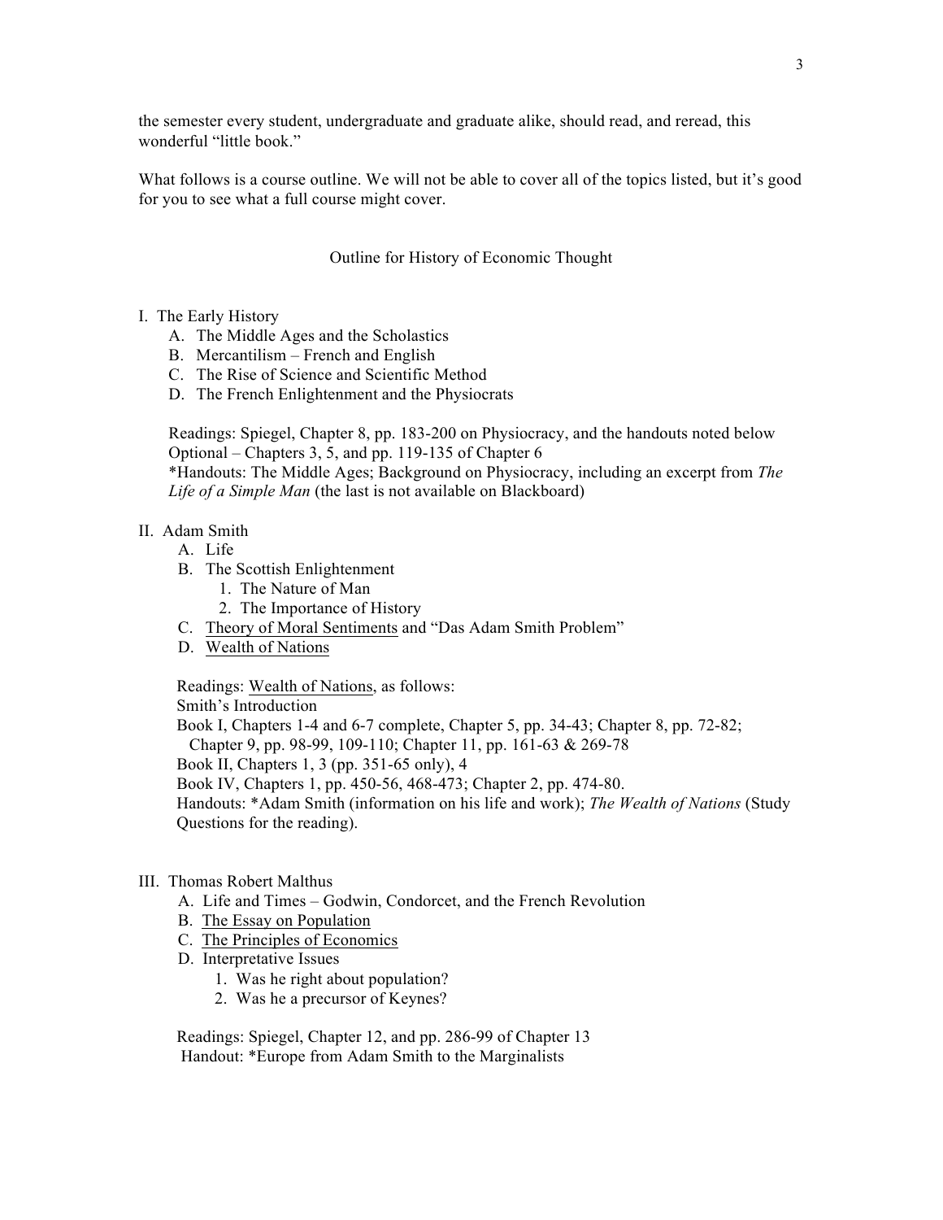the semester every student, undergraduate and graduate alike, should read, and reread, this wonderful "little book."

What follows is a course outline. We will not be able to cover all of the topics listed, but it's good for you to see what a full course might cover.

## Outline for History of Economic Thought

I. The Early History
   - A. The Middle Ages and the Scholastics
   - B. Mercantilism – French and English
   - C. The Rise of Science and Scientific Method
   - D. The French Enlightenment and the Physiocrats

   Readings: Spiegel, Chapter 8, pp. 183-200 on Physiocracy, and the handouts noted below
   Optional – Chapters 3, 5, and pp. 119-135 of Chapter 6
   *Handouts: The Middle Ages; Background on Physiocracy, including an excerpt from *The Life of a Simple Man* (the last is not available on Blackboard)

II. Adam Smith
   - A. Life
   - B. The Scottish Enlightenment
      1. The Nature of Man
      2. The Importance of History
   - C. Theory of Moral Sentiments and "Das Adam Smith Problem"
   - D. Wealth of Nations

   Readings: Wealth of Nations, as follows:
   Smith's Introduction
   Book I, Chapters 1-4 and 6-7 complete, Chapter 5, pp. 34-43; Chapter 8, pp. 72-82; Chapter 9, pp. 98-99, 109-110; Chapter 11, pp. 161-63 & 269-78
   Book II, Chapters 1, 3 (pp. 351-65 only), 4
   Book IV, Chapters 1, pp. 450-56, 468-473; Chapter 2, pp. 474-80.
   Handouts: *Adam Smith (information on his life and work); *The Wealth of Nations* (Study Questions for the reading).

III. Thomas Robert Malthus
   - A. Life and Times – Godwin, Condorcet, and the French Revolution
   - B. The Essay on Population
   - C. The Principles of Economics
   - D. Interpretative Issues
      1. Was he right about population?
      2. Was he a precursor of Keynes?

   Readings: Spiegel, Chapter 12, and pp. 286-99 of Chapter 13
   Handout: *Europe from Adam Smith to the Marginalists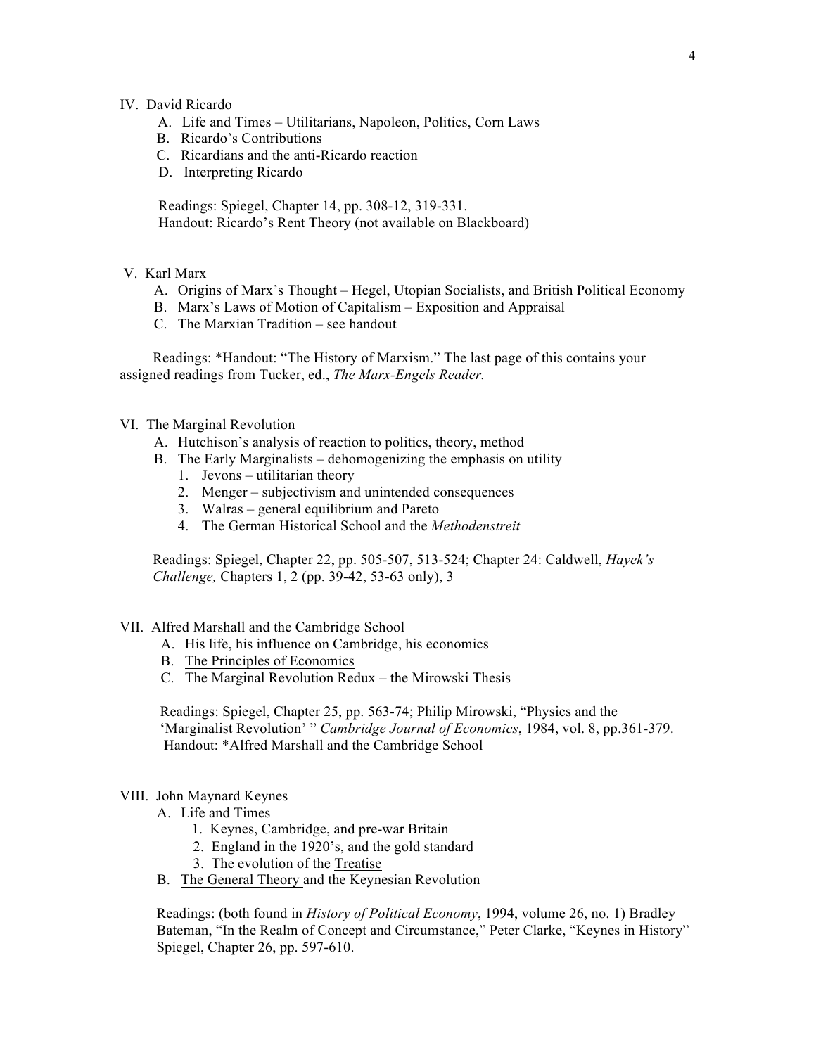## IV. David Ricardo

A. Life and Times – Utilitarians, Napoleon, Politics, Corn Laws
B. Ricardo's Contributions
C. Ricardians and the anti-Ricardo reaction
D. Interpreting Ricardo

Readings: Spiegel, Chapter 14, pp. 308-12, 319-331.
Handout: Ricardo's Rent Theory (not available on Blackboard)

## V. Karl Marx

A. Origins of Marx's Thought – Hegel, Utopian Socialists, and British Political Economy
B. Marx's Laws of Motion of Capitalism – Exposition and Appraisal
C. The Marxian Tradition – see handout

Readings: *Handout: "The History of Marxism." The last page of this contains your assigned readings from Tucker, ed., *The Marx-Engels Reader.*

## VI. The Marginal Revolution

A. Hutchison's analysis of reaction to politics, theory, method
B. The Early Marginalists – dehomogenizing the emphasis on utility
   1. Jevons – utilitarian theory
   2. Menger – subjectivism and unintended consequences
   3. Walras – general equilibrium and Pareto
   4. The German Historical School and the *Methodenstreit*

Readings: Spiegel, Chapter 22, pp. 505-507, 513-524; Chapter 24: Caldwell, *Hayek's Challenge,* Chapters 1, 2 (pp. 39-42, 53-63 only), 3

## VII. Alfred Marshall and the Cambridge School

A. His life, his influence on Cambridge, his economics
B. The Principles of Economics
C. The Marginal Revolution Redux – the Mirowski Thesis

Readings: Spiegel, Chapter 25, pp. 563-74; Philip Mirowski, "Physics and the 'Marginalist Revolution' " *Cambridge Journal of Economics*, 1984, vol. 8, pp.361-379.
Handout: *Alfred Marshall and the Cambridge School

## VIII. John Maynard Keynes

A. Life and Times
   1. Keynes, Cambridge, and pre-war Britain
   2. England in the 1920's, and the gold standard
   3. The evolution of the Treatise
B. The General Theory and the Keynesian Revolution

Readings: (both found in *History of Political Economy*, 1994, volume 26, no. 1) Bradley Bateman, "In the Realm of Concept and Circumstance," Peter Clarke, "Keynes in History"
Spiegel, Chapter 26, pp. 597-610.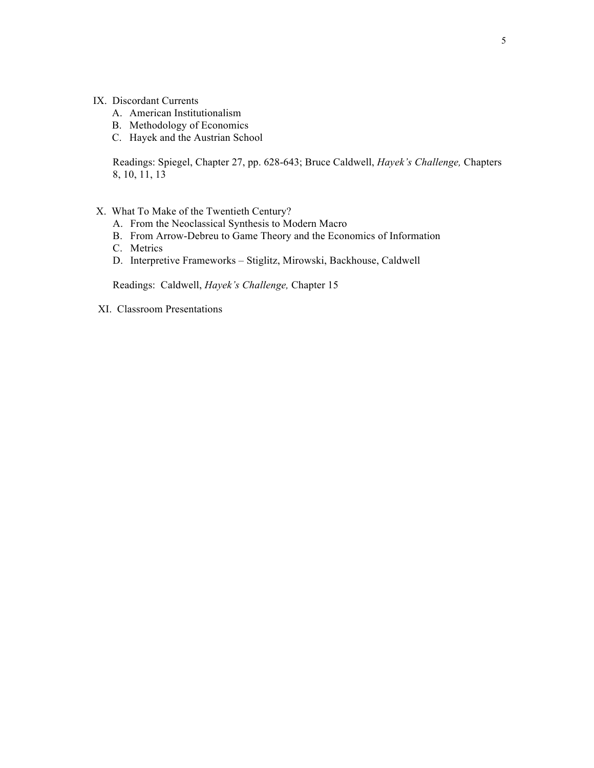IX. Discordant Currents
   A. American Institutionalism
   B. Methodology of Economics
   C. Hayek and the Austrian School

   Readings: Spiegel, Chapter 27, pp. 628-643; Bruce Caldwell, *Hayek's Challenge,* Chapters 8, 10, 11, 13

X. What To Make of the Twentieth Century?
   A. From the Neoclassical Synthesis to Modern Macro
   B. From Arrow-Debreu to Game Theory and the Economics of Information
   C. Metrics
   D. Interpretive Frameworks – Stiglitz, Mirowski, Backhouse, Caldwell

   Readings: Caldwell, *Hayek's Challenge,* Chapter 15

XI. Classroom Presentations